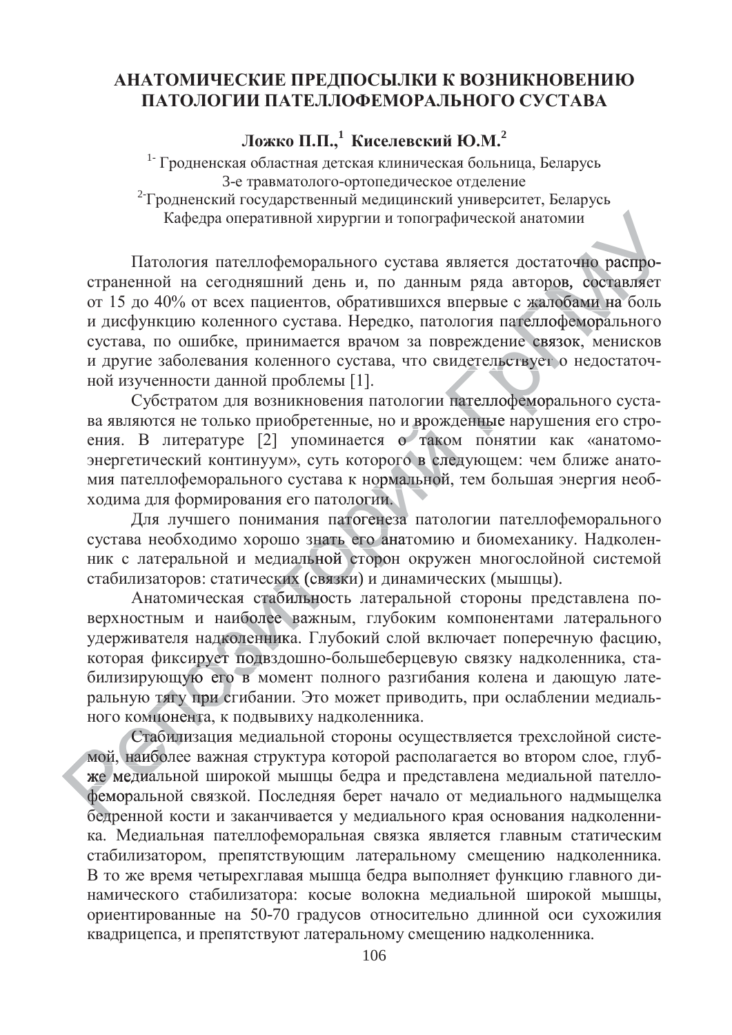# АНАТОМИЧЕСКИЕ ПРЕДПОСЫЛКИ К ВОЗНИКНОВЕНИЮ ПАТОЛОГИИ ПАТЕЛЛОФЕМОРАЛЬНОГО СУСТАВА

**Ложко П.П.,[1] Киселевский Ю.М.[2]**

[1] Гродненская областная детская клиническая больница, Беларусь
3-е травматолого-ортопедическое отделение
[2] Гродненский государственный медицинский университет, Беларусь
Кафедра оперативной хирургии и топографической анатомии

Патология пателлофеморального сустава является достаточно распространенной на сегодняшний день и, по данным ряда авторов, составляет от 15 до 40% от всех пациентов, обратившихся впервые с жалобами на боль и дисфункцию коленного сустава. Нередко, патология пателлофеморального сустава, по ошибке, принимается врачом за повреждение связок, менисков и другие заболевания коленного сустава, что свидетельствует о недостаточной изученности данной проблемы [1].

Субстратом для возникновения патологии пателлофеморального сустава являются не только приобретенные, но и врожденные нарушения его строения. В литературе [2] упоминается о таком понятии как «анатомо-энергетический континуум», суть которого в следующем: чем ближе анатомия пателлофеморального сустава к нормальной, тем большая энергия необходима для формирования его патологии.

Для лучшего понимания патогенеза патологии пателлофеморального сустава необходимо хорошо знать его анатомию и биомеханику. Надколенник с латеральной и медиальной сторон окружен многослойной системой стабилизаторов: статических (связки) и динамических (мышцы).

Анатомическая стабильность латеральной стороны представлена поверхностным и наиболее важным, глубоким компонентами латерального удерживателя надколенника. Глубокий слой включает поперечную фасцию, которая фиксирует подвздошно-большеберцевую связку надколенника, стабилизирующую его в момент полного разгибания колена и дающую латеральную тягу при сгибании. Это может приводить, при ослаблении медиального компонента, к подвывиху надколенника.

Стабилизация медиальной стороны осуществляется трехслойной системой, наиболее важная структура которой располагается во втором слое, глубже медиальной широкой мышцы бедра и представлена медиальной пателлофеморальной связкой. Последняя берет начало от медиального надмыщелка бедренной кости и заканчивается у медиального края основания надколенника. Медиальная пателлофеморальная связка является главным статическим стабилизатором, препятствующим латеральному смещению надколенника. В то же время четырехглавая мышца бедра выполняет функцию главного динамического стабилизатора: косые волокна медиальной широкой мышцы, ориентированные на 50-70 градусов относительно длинной оси сухожилия квадрицепса, и препятствуют латеральному смещению надколенника.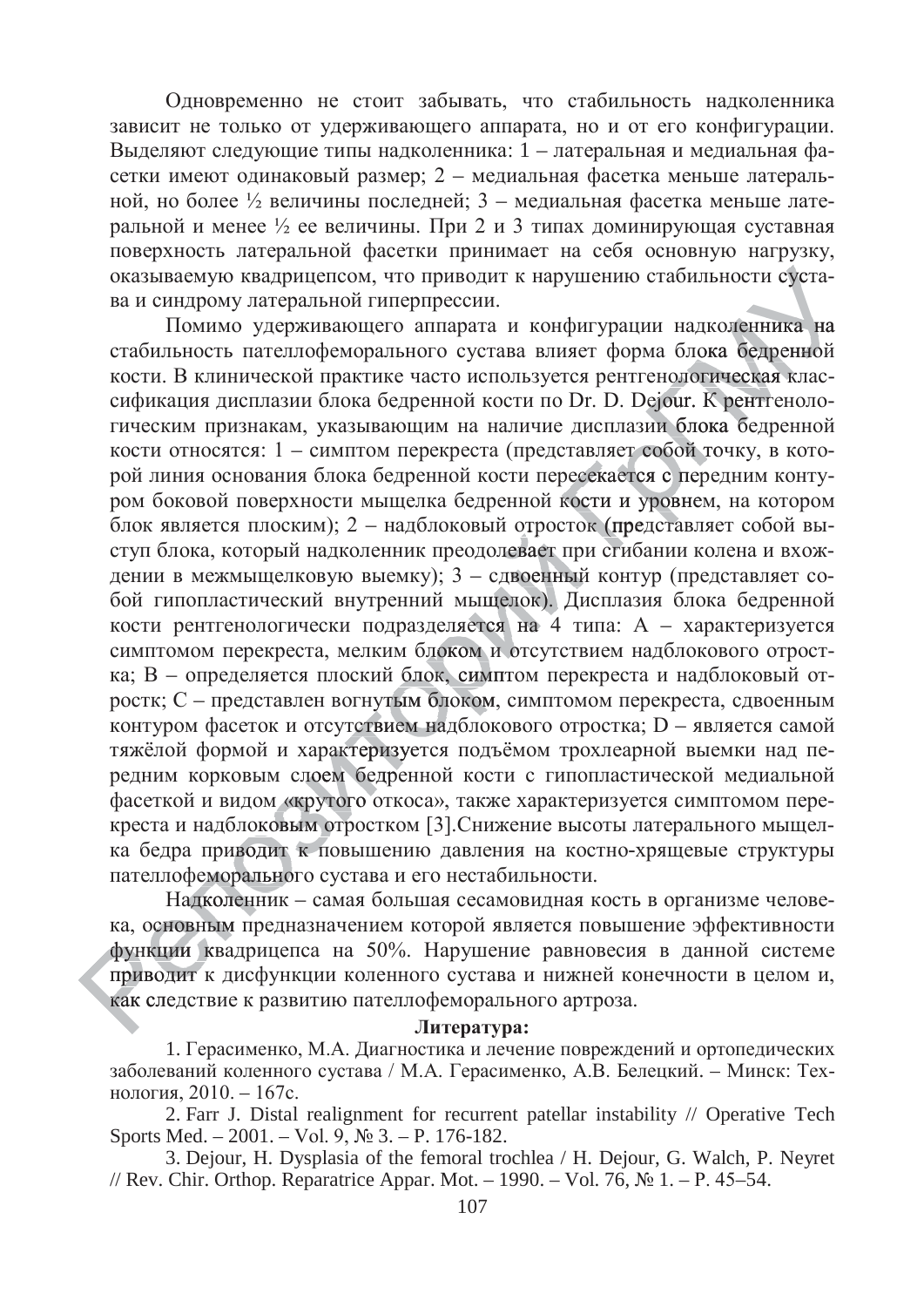Одновременно не стоит забывать, что стабильность надколенника зависит не только от удерживающего аппарата, но и от его конфигурации. Выделяют следующие типы надколенника: 1 – латеральная и медиальная фасетки имеют одинаковый размер; 2 – медиальная фасетка меньше латеральной, но более ½ величины последней; 3 – медиальная фасетка меньше латеральной и менее ½ ее величины. При 2 и 3 типах доминирующая суставная поверхность латеральной фасетки принимает на себя основную нагрузку, оказываемую квадрицепсом, что приводит к нарушению стабильности сустава и синдрому латеральной гиперпрессии.

Помимо удерживающего аппарата и конфигурации надколенника на стабильность пателлофеморального сустава влияет форма блока бедренной кости. В клинической практике часто используется рентгенологическая классификация дисплазии блока бедренной кости по Dr. D. Dejour. К рентгенологическим признакам, указывающим на наличие дисплазии блока бедренной кости относятся: 1 – симптом перекреста (представляет собой точку, в которой линия основания блока бедренной кости пересекается с передним контуром боковой поверхности мыщелка бедренной кости и уровнем, на котором блок является плоским); 2 – надблоковый отросток (представляет собой выступ блока, который надколенник преодолевает при сгибании колена и вхождении в межмыщелковую выемку); 3 – сдвоенный контур (представляет собой гипопластический внутренний мыщелок). Дисплазия блока бедренной кости рентгенологически подразделяется на 4 типа: A – характеризуется симптомом перекреста, мелким блоком и отсутствием надблокового отростка; B – определяется плоский блок, симптом перекреста и надблоковый отросток; C – представлен вогнутым блоком, симптомом перекреста, сдвоенным контуром фасеток и отсутствием надблокового отростка; D – является самой тяжёлой формой и характеризуется подъёмом трохлеарной выемки над передним корковым слоем бедренной кости с гипопластической медиальной фасеткой и видом «крутого откоса», также характеризуется симптомом перекреста и надблоковым отростком [3].Снижение высоты латерального мыщелка бедра приводит к повышению давления на костно-хрящевые структуры пателлофеморального сустава и его нестабильности.

Надколенник – самая большая сесамовидная кость в организме человека, основным предназначением которой является повышение эффективности функции квадрицепса на 50%. Нарушение равновесия в данной системе приводит к дисфункции коленного сустава и нижней конечности в целом и, как следствие к развитию пателлофеморального артроза.

**Литература:**

1. Герасименко, М.А. Диагностика и лечение повреждений и ортопедических заболеваний коленного сустава / М.А. Герасименко, А.В. Белецкий. – Минск: Технология, 2010. – 167с.
2. Farr J. Distal realignment for recurrent patellar instability // Operative Tech Sports Med. – 2001. – Vol. 9, № 3. – P. 176-182.
3. Dejour, H. Dysplasia of the femoral trochlea / H. Dejour, G. Walch, P. Neyret // Rev. Chir. Orthop. Reparatrice Appar. Mot. – 1990. – Vol. 76, № 1. – P. 45–54.